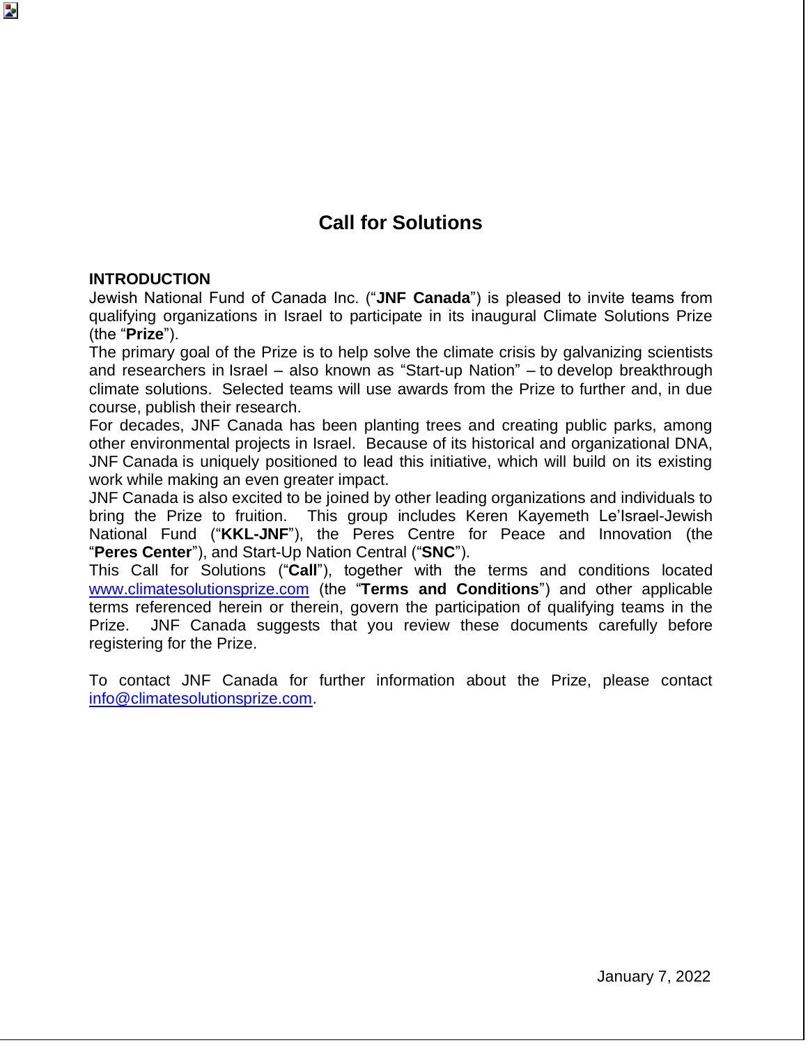# Call for Solutions

## INTRODUCTION

Jewish National Fund of Canada Inc. ("**JNF Canada**") is pleased to invite teams from qualifying organizations in Israel to participate in its inaugural Climate Solutions Prize (the "**Prize**").

The primary goal of the Prize is to help solve the climate crisis by galvanizing scientists and researchers in Israel – also known as "Start-up Nation" – to develop breakthrough climate solutions. Selected teams will use awards from the Prize to further and, in due course, publish their research.

For decades, JNF Canada has been planting trees and creating public parks, among other environmental projects in Israel. Because of its historical and organizational DNA, JNF Canada is uniquely positioned to lead this initiative, which will build on its existing work while making an even greater impact.

JNF Canada is also excited to be joined by other leading organizations and individuals to bring the Prize to fruition. This group includes Keren Kayemeth Le'Israel-Jewish National Fund ("**KKL-JNF**"), the Peres Centre for Peace and Innovation (the "**Peres Center**"), and Start-Up Nation Central ("**SNC**").

This Call for Solutions ("**Call**"), together with the terms and conditions located www.climatesolutionsprize.com (the "**Terms and Conditions**") and other applicable terms referenced herein or therein, govern the participation of qualifying teams in the Prize. JNF Canada suggests that you review these documents carefully before registering for the Prize.

To contact JNF Canada for further information about the Prize, please contact info@climatesolutionsprize.com.

January 7, 2022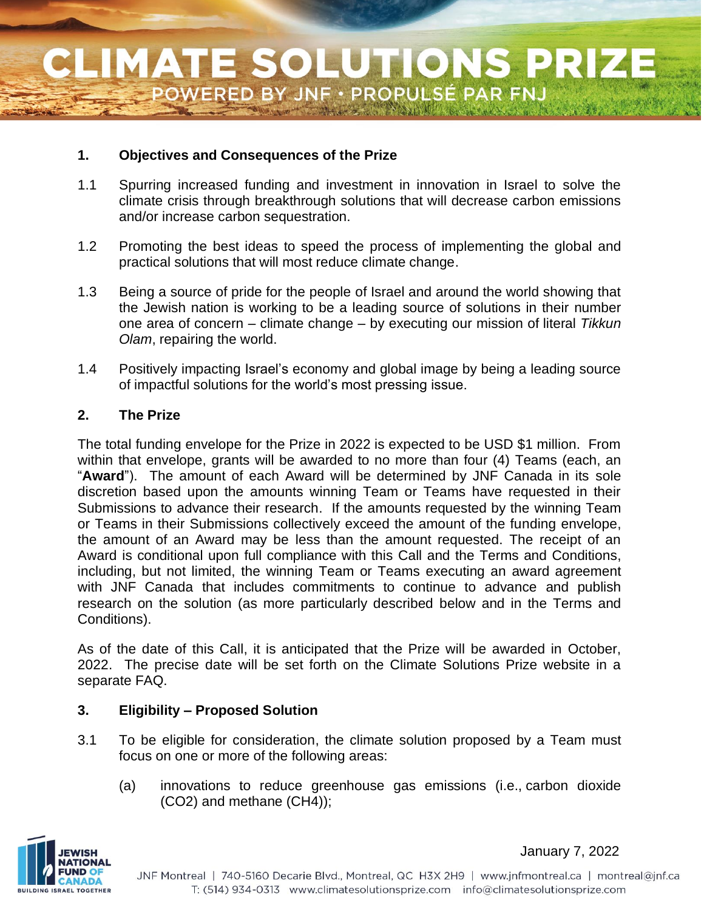## 1. Objectives and Consequences of the Prize

1.1 Spurring increased funding and investment in innovation in Israel to solve the climate crisis through breakthrough solutions that will decrease carbon emissions and/or increase carbon sequestration.

1.2 Promoting the best ideas to speed the process of implementing the global and practical solutions that will most reduce climate change.

1.3 Being a source of pride for the people of Israel and around the world showing that the Jewish nation is working to be a leading source of solutions in their number one area of concern – climate change – by executing our mission of literal *Tikkun Olam*, repairing the world.

1.4 Positively impacting Israel's economy and global image by being a leading source of impactful solutions for the world's most pressing issue.

## 2. The Prize

The total funding envelope for the Prize in 2022 is expected to be USD $1 million. From within that envelope, grants will be awarded to no more than four (4) Teams (each, an "**Award**"). The amount of each Award will be determined by JNF Canada in its sole discretion based upon the amounts winning Team or Teams have requested in their Submissions to advance their research. If the amounts requested by the winning Team or Teams in their Submissions collectively exceed the amount of the funding envelope, the amount of an Award may be less than the amount requested. The receipt of an Award is conditional upon full compliance with this Call and the Terms and Conditions, including, but not limited, the winning Team or Teams executing an award agreement with JNF Canada that includes commitments to continue to advance and publish research on the solution (as more particularly described below and in the Terms and Conditions).

As of the date of this Call, it is anticipated that the Prize will be awarded in October, 2022. The precise date will be set forth on the Climate Solutions Prize website in a separate FAQ.

## 3. Eligibility – Proposed Solution

3.1 To be eligible for consideration, the climate solution proposed by a Team must focus on one or more of the following areas:

(a) innovations to reduce greenhouse gas emissions (i.e., carbon dioxide ($CO_2$) and methane ($CH_4$));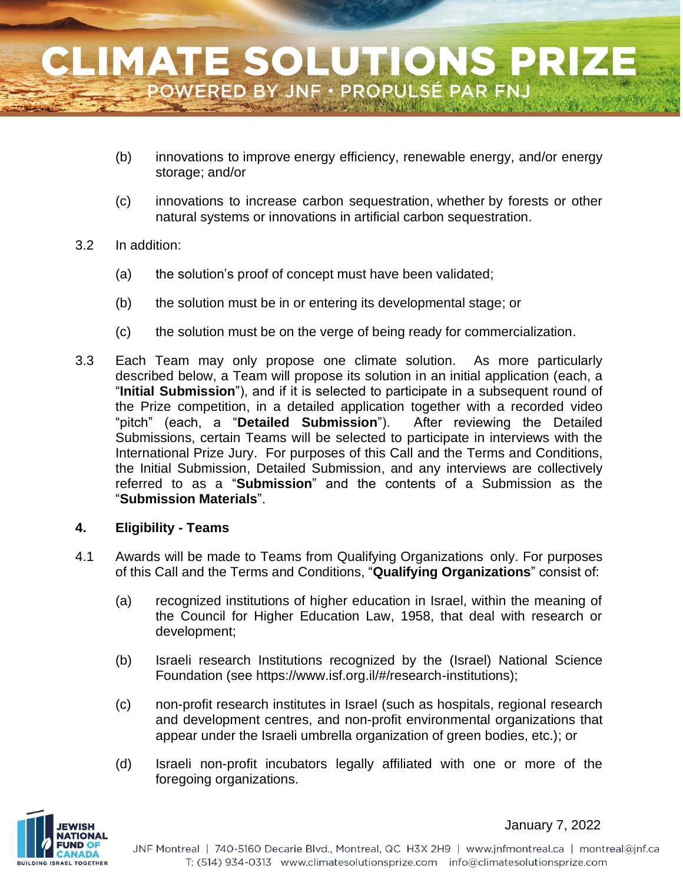(b) innovations to improve energy efficiency, renewable energy, and/or energy storage; and/or

(c) innovations to increase carbon sequestration, whether by forests or other natural systems or innovations in artificial carbon sequestration.

3.2 In addition:

(a) the solution's proof of concept must have been validated;

(b) the solution must be in or entering its developmental stage; or

(c) the solution must be on the verge of being ready for commercialization.

3.3 Each Team may only propose one climate solution. As more particularly described below, a Team will propose its solution in an initial application (each, a "**Initial Submission**"), and if it is selected to participate in a subsequent round of the Prize competition, in a detailed application together with a recorded video "pitch" (each, a "**Detailed Submission**"). After reviewing the Detailed Submissions, certain Teams will be selected to participate in interviews with the International Prize Jury. For purposes of this Call and the Terms and Conditions, the Initial Submission, Detailed Submission, and any interviews are collectively referred to as a "**Submission**" and the contents of a Submission as the "**Submission Materials**".

## 4. Eligibility - Teams

4.1 Awards will be made to Teams from Qualifying Organizations only. For purposes of this Call and the Terms and Conditions, "**Qualifying Organizations**" consist of:

(a) recognized institutions of higher education in Israel, within the meaning of the Council for Higher Education Law, 1958, that deal with research or development;

(b) Israeli research Institutions recognized by the (Israel) National Science Foundation (see https://www.isf.org.il/#/research-institutions);

(c) non-profit research institutes in Israel (such as hospitals, regional research and development centres, and non-profit environmental organizations that appear under the Israeli umbrella organization of green bodies, etc.); or

(d) Israeli non-profit incubators legally affiliated with one or more of the foregoing organizations.

January 7, 2022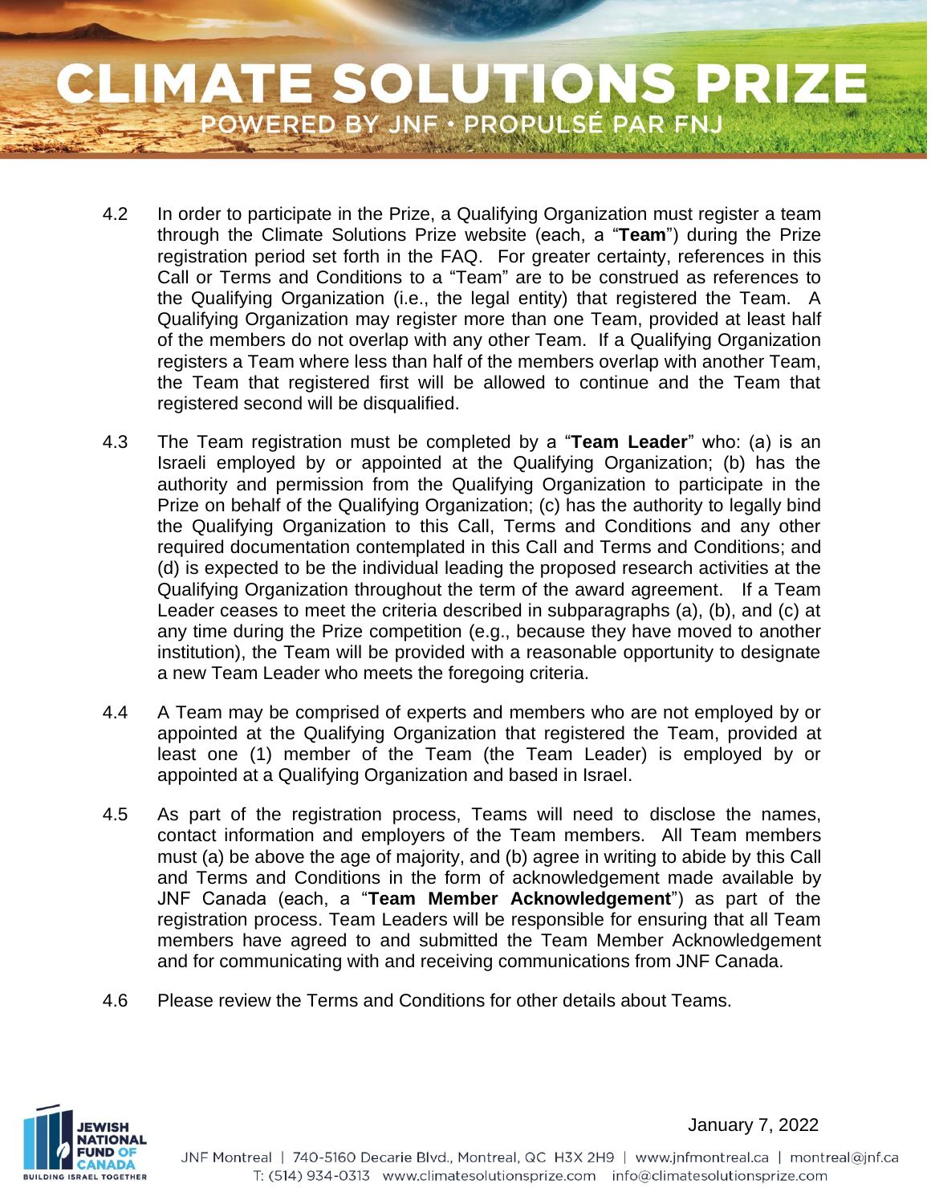4.2 In order to participate in the Prize, a Qualifying Organization must register a team through the Climate Solutions Prize website (each, a "**Team**") during the Prize registration period set forth in the FAQ. For greater certainty, references in this Call or Terms and Conditions to a "Team" are to be construed as references to the Qualifying Organization (i.e., the legal entity) that registered the Team. A Qualifying Organization may register more than one Team, provided at least half of the members do not overlap with any other Team. If a Qualifying Organization registers a Team where less than half of the members overlap with another Team, the Team that registered first will be allowed to continue and the Team that registered second will be disqualified.

4.3 The Team registration must be completed by a "**Team Leader**" who: (a) is an Israeli employed by or appointed at the Qualifying Organization; (b) has the authority and permission from the Qualifying Organization to participate in the Prize on behalf of the Qualifying Organization; (c) has the authority to legally bind the Qualifying Organization to this Call, Terms and Conditions and any other required documentation contemplated in this Call and Terms and Conditions; and (d) is expected to be the individual leading the proposed research activities at the Qualifying Organization throughout the term of the award agreement. If a Team Leader ceases to meet the criteria described in subparagraphs (a), (b), and (c) at any time during the Prize competition (e.g., because they have moved to another institution), the Team will be provided with a reasonable opportunity to designate a new Team Leader who meets the foregoing criteria.

4.4 A Team may be comprised of experts and members who are not employed by or appointed at the Qualifying Organization that registered the Team, provided at least one (1) member of the Team (the Team Leader) is employed by or appointed at a Qualifying Organization and based in Israel.

4.5 As part of the registration process, Teams will need to disclose the names, contact information and employers of the Team members. All Team members must (a) be above the age of majority, and (b) agree in writing to abide by this Call and Terms and Conditions in the form of acknowledgement made available by JNF Canada (each, a "**Team Member Acknowledgement**") as part of the registration process. Team Leaders will be responsible for ensuring that all Team members have agreed to and submitted the Team Member Acknowledgement and for communicating with and receiving communications from JNF Canada.

4.6 Please review the Terms and Conditions for other details about Teams.

January 7, 2022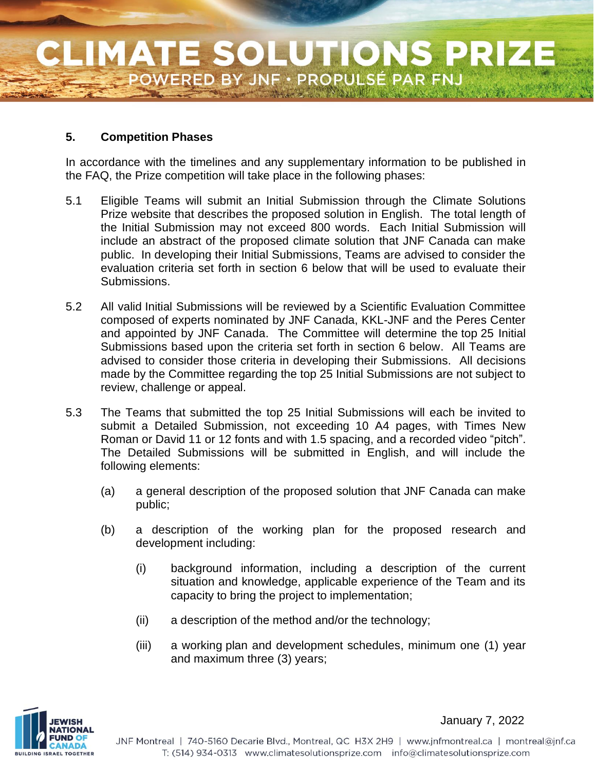## 5. Competition Phases

In accordance with the timelines and any supplementary information to be published in the FAQ, the Prize competition will take place in the following phases:

5.1 Eligible Teams will submit an Initial Submission through the Climate Solutions Prize website that describes the proposed solution in English. The total length of the Initial Submission may not exceed 800 words. Each Initial Submission will include an abstract of the proposed climate solution that JNF Canada can make public. In developing their Initial Submissions, Teams are advised to consider the evaluation criteria set forth in section 6 below that will be used to evaluate their Submissions.

5.2 All valid Initial Submissions will be reviewed by a Scientific Evaluation Committee composed of experts nominated by JNF Canada, KKL-JNF and the Peres Center and appointed by JNF Canada. The Committee will determine the top 25 Initial Submissions based upon the criteria set forth in section 6 below. All Teams are advised to consider those criteria in developing their Submissions. All decisions made by the Committee regarding the top 25 Initial Submissions are not subject to review, challenge or appeal.

5.3 The Teams that submitted the top 25 Initial Submissions will each be invited to submit a Detailed Submission, not exceeding 10 A4 pages, with Times New Roman or David 11 or 12 fonts and with 1.5 spacing, and a recorded video "pitch". The Detailed Submissions will be submitted in English, and will include the following elements:

   (a) a general description of the proposed solution that JNF Canada can make public;

   (b) a description of the working plan for the proposed research and development including:

      (i) background information, including a description of the current situation and knowledge, applicable experience of the Team and its capacity to bring the project to implementation;

      (ii) a description of the method and/or the technology;

      (iii) a working plan and development schedules, minimum one (1) year and maximum three (3) years;

January 7, 2022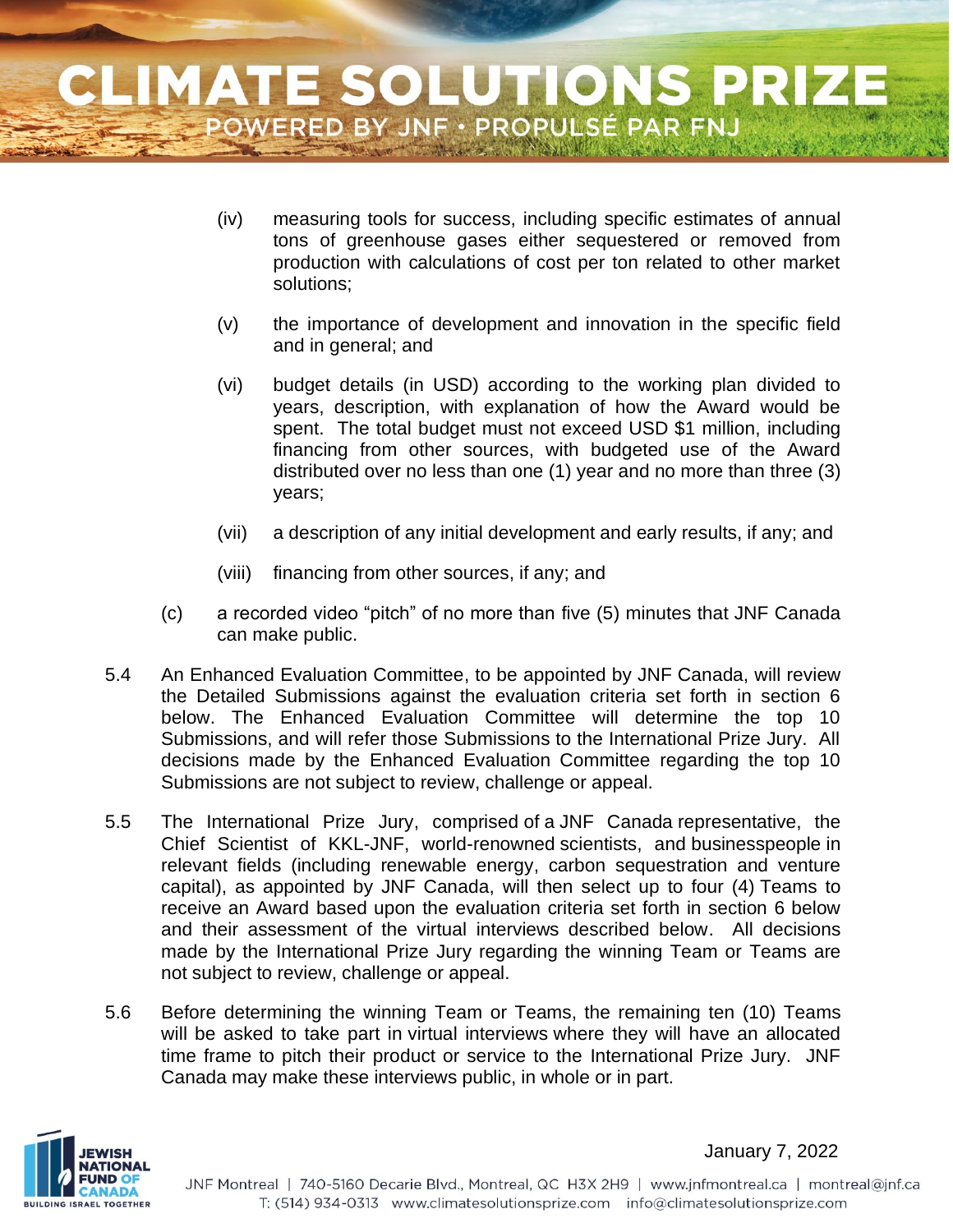(iv) measuring tools for success, including specific estimates of annual tons of greenhouse gases either sequestered or removed from production with calculations of cost per ton related to other market solutions;

(v) the importance of development and innovation in the specific field and in general; and

(vi) budget details (in USD) according to the working plan divided to years, description, with explanation of how the Award would be spent. The total budget must not exceed USD $1 million, including financing from other sources, with budgeted use of the Award distributed over no less than one (1) year and no more than three (3) years;

(vii) a description of any initial development and early results, if any; and

(viii) financing from other sources, if any; and

(c) a recorded video "pitch" of no more than five (5) minutes that JNF Canada can make public.

5.4 An Enhanced Evaluation Committee, to be appointed by JNF Canada, will review the Detailed Submissions against the evaluation criteria set forth in section 6 below. The Enhanced Evaluation Committee will determine the top 10 Submissions, and will refer those Submissions to the International Prize Jury. All decisions made by the Enhanced Evaluation Committee regarding the top 10 Submissions are not subject to review, challenge or appeal.

5.5 The International Prize Jury, comprised of a JNF Canada representative, the Chief Scientist of KKL-JNF, world-renowned scientists, and businesspeople in relevant fields (including renewable energy, carbon sequestration and venture capital), as appointed by JNF Canada, will then select up to four (4) Teams to receive an Award based upon the evaluation criteria set forth in section 6 below and their assessment of the virtual interviews described below. All decisions made by the International Prize Jury regarding the winning Team or Teams are not subject to review, challenge or appeal.

5.6 Before determining the winning Team or Teams, the remaining ten (10) Teams will be asked to take part in virtual interviews where they will have an allocated time frame to pitch their product or service to the International Prize Jury. JNF Canada may make these interviews public, in whole or in part.

January 7, 2022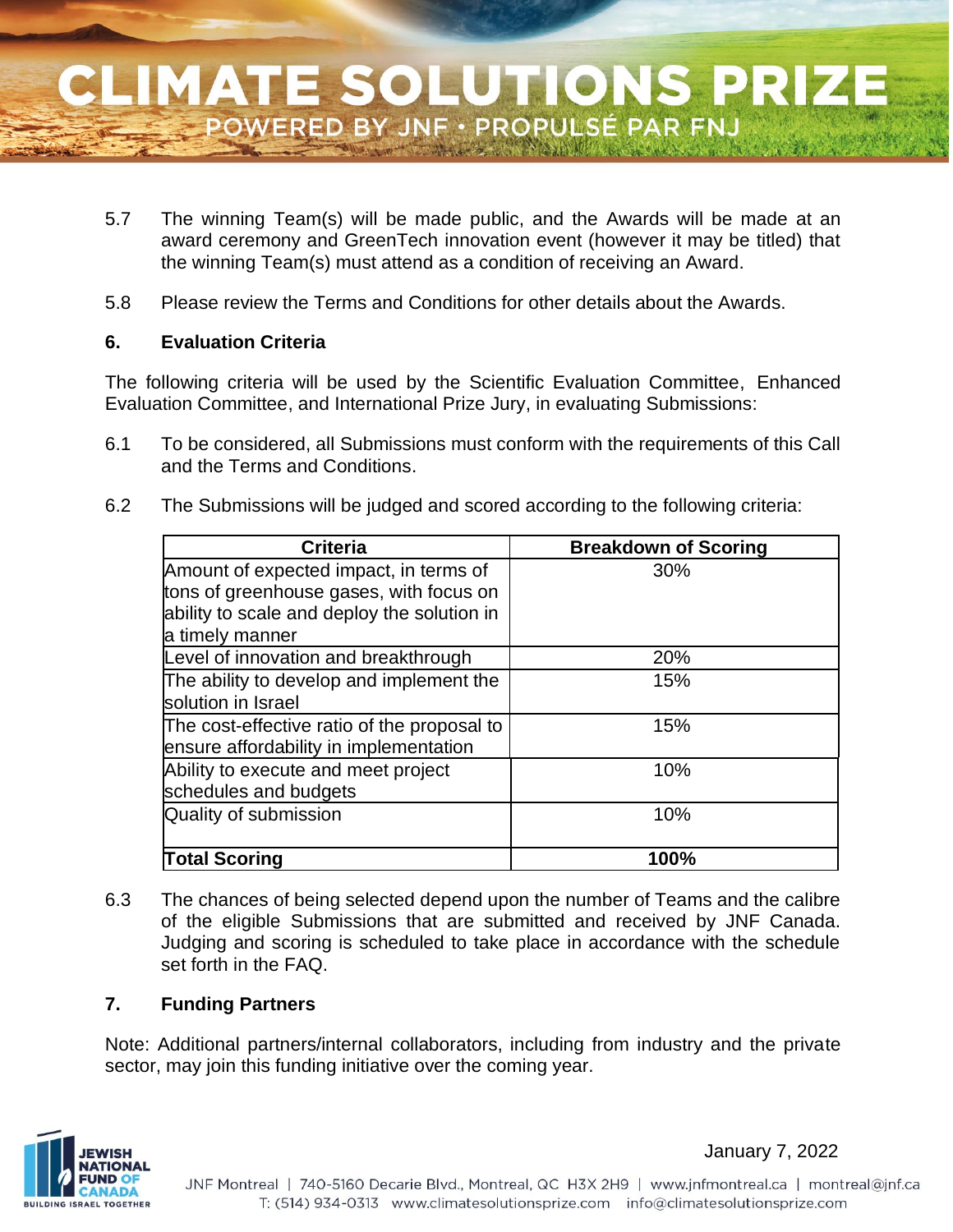5.7 The winning Team(s) will be made public, and the Awards will be made at an award ceremony and GreenTech innovation event (however it may be titled) that the winning Team(s) must attend as a condition of receiving an Award.

5.8 Please review the Terms and Conditions for other details about the Awards.

## 6. Evaluation Criteria

The following criteria will be used by the Scientific Evaluation Committee, Enhanced Evaluation Committee, and International Prize Jury, in evaluating Submissions:

6.1 To be considered, all Submissions must conform with the requirements of this Call and the Terms and Conditions.

6.2 The Submissions will be judged and scored according to the following criteria:

| Criteria | Breakdown of Scoring |
|---|---|
| Amount of expected impact, in terms of tons of greenhouse gases, with focus on ability to scale and deploy the solution in a timely manner | 30% |
| Level of innovation and breakthrough | 20% |
| The ability to develop and implement the solution in Israel | 15% |
| The cost-effective ratio of the proposal to ensure affordability in implementation | 15% |
| Ability to execute and meet project schedules and budgets | 10% |
| Quality of submission | 10% |
| **Total Scoring** | **100%** |

6.3 The chances of being selected depend upon the number of Teams and the calibre of the eligible Submissions that are submitted and received by JNF Canada. Judging and scoring is scheduled to take place in accordance with the schedule set forth in the FAQ.

## 7. Funding Partners

Note: Additional partners/internal collaborators, including from industry and the private sector, may join this funding initiative over the coming year.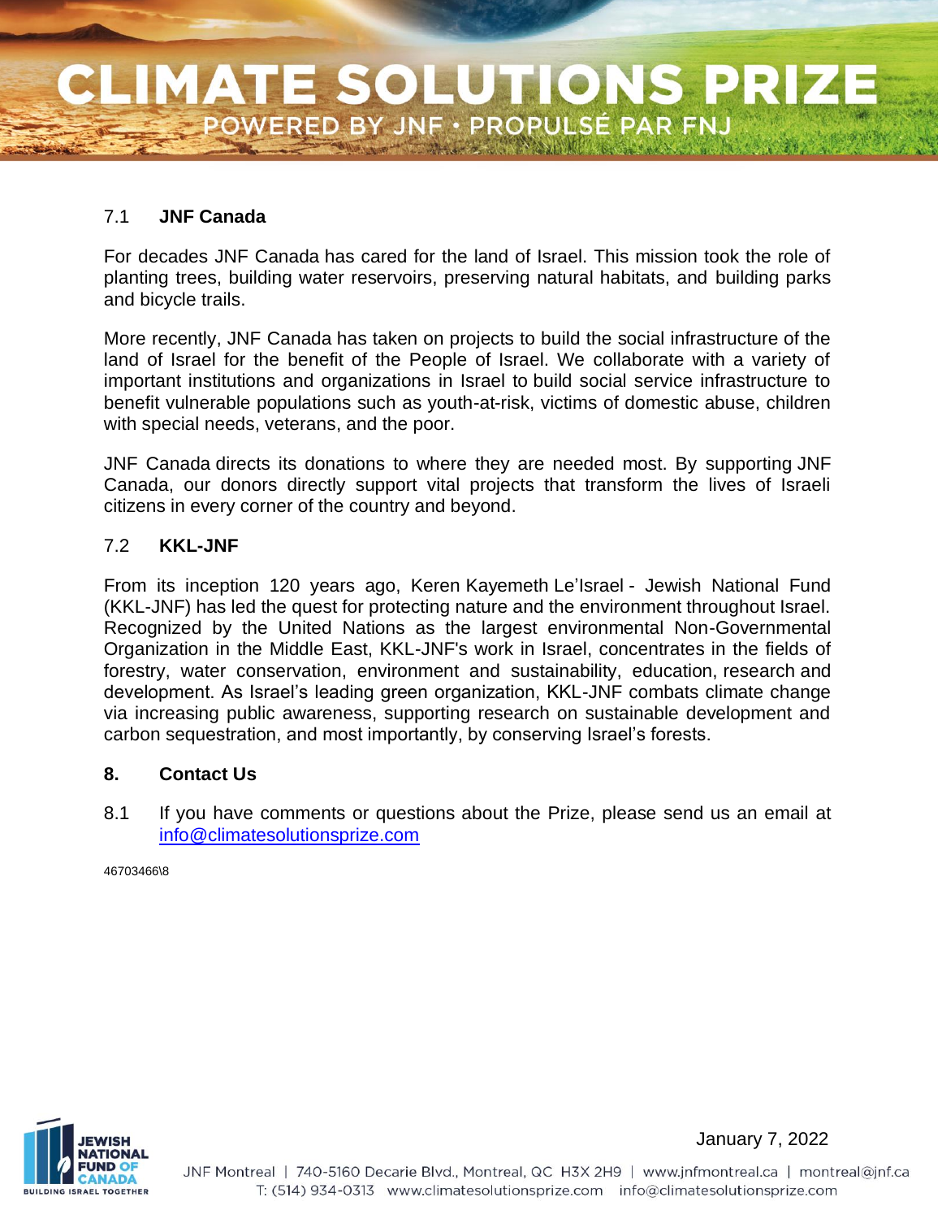### 7.1 **JNF Canada**

For decades JNF Canada has cared for the land of Israel. This mission took the role of planting trees, building water reservoirs, preserving natural habitats, and building parks and bicycle trails.

More recently, JNF Canada has taken on projects to build the social infrastructure of the land of Israel for the benefit of the People of Israel. We collaborate with a variety of important institutions and organizations in Israel to build social service infrastructure to benefit vulnerable populations such as youth-at-risk, victims of domestic abuse, children with special needs, veterans, and the poor.

JNF Canada directs its donations to where they are needed most. By supporting JNF Canada, our donors directly support vital projects that transform the lives of Israeli citizens in every corner of the country and beyond.

### 7.2 **KKL-JNF**

From its inception 120 years ago, Keren Kayemeth Le'Israel - Jewish National Fund (KKL-JNF) has led the quest for protecting nature and the environment throughout Israel. Recognized by the United Nations as the largest environmental Non-Governmental Organization in the Middle East, KKL-JNF's work in Israel, concentrates in the fields of forestry, water conservation, environment and sustainability, education, research and development. As Israel's leading green organization, KKL-JNF combats climate change via increasing public awareness, supporting research on sustainable development and carbon sequestration, and most importantly, by conserving Israel's forests.

## 8. **Contact Us**

8.1 If you have comments or questions about the Prize, please send us an email at info@climatesolutionsprize.com

46703466\8

January 7, 2022